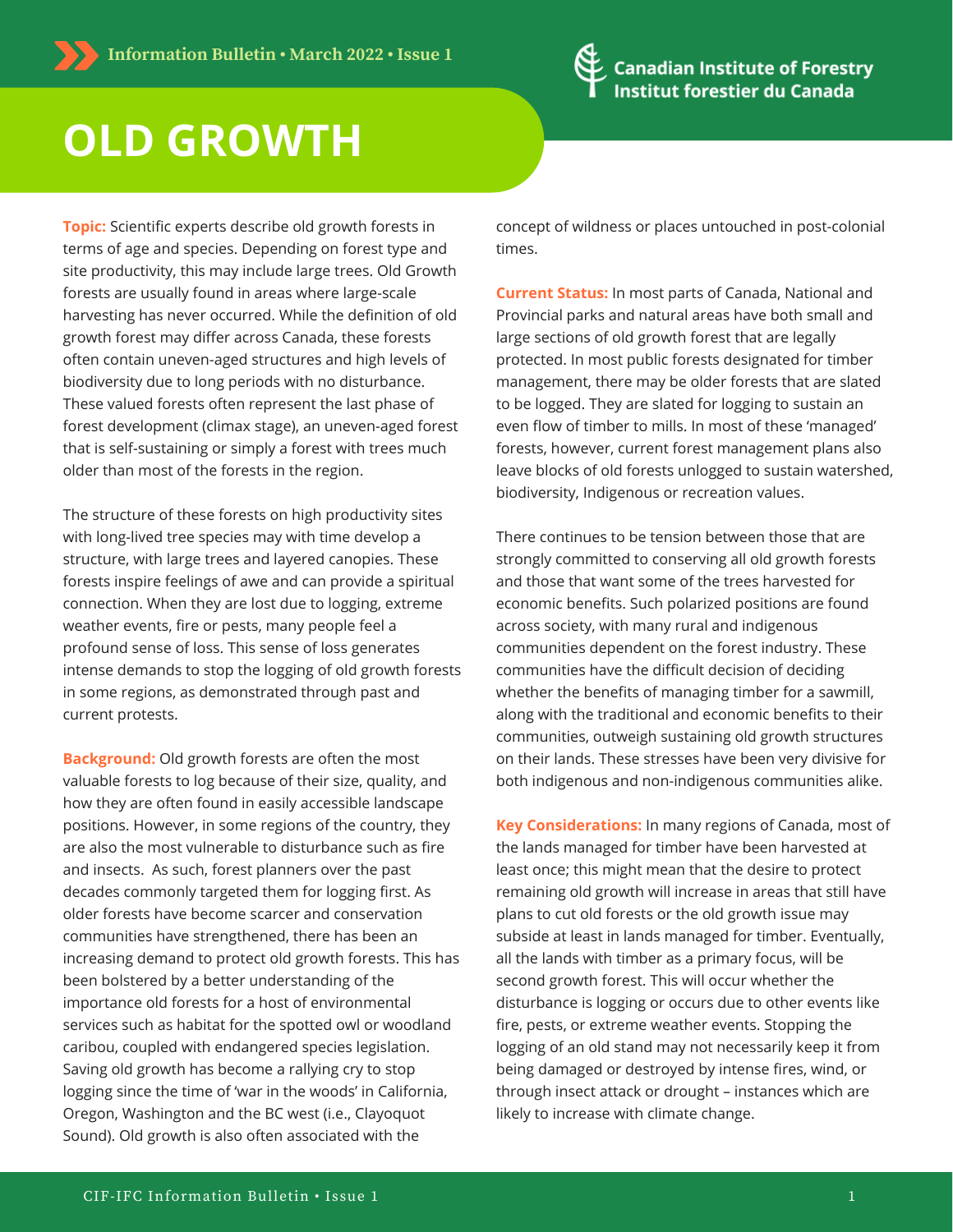Information Bulletin • March 2022 • Issue 1

Canadian Institute of Forestry
Institut forestier du Canada

# OLD GROWTH

**Topic:** Scientific experts describe old growth forests in terms of age and species. Depending on forest type and site productivity, this may include large trees. Old Growth forests are usually found in areas where large-scale harvesting has never occurred. While the definition of old growth forest may differ across Canada, these forests often contain uneven-aged structures and high levels of biodiversity due to long periods with no disturbance. These valued forests often represent the last phase of forest development (climax stage), an uneven-aged forest that is self-sustaining or simply a forest with trees much older than most of the forests in the region.

The structure of these forests on high productivity sites with long-lived tree species may with time develop a structure, with large trees and layered canopies. These forests inspire feelings of awe and can provide a spiritual connection. When they are lost due to logging, extreme weather events, fire or pests, many people feel a profound sense of loss. This sense of loss generates intense demands to stop the logging of old growth forests in some regions, as demonstrated through past and current protests.

**Background:** Old growth forests are often the most valuable forests to log because of their size, quality, and how they are often found in easily accessible landscape positions. However, in some regions of the country, they are also the most vulnerable to disturbance such as fire and insects. As such, forest planners over the past decades commonly targeted them for logging first. As older forests have become scarcer and conservation communities have strengthened, there has been an increasing demand to protect old growth forests. This has been bolstered by a better understanding of the importance old forests for a host of environmental services such as habitat for the spotted owl or woodland caribou, coupled with endangered species legislation. Saving old growth has become a rallying cry to stop logging since the time of 'war in the woods' in California, Oregon, Washington and the BC west (i.e., Clayoquot Sound). Old growth is also often associated with the concept of wildness or places untouched in post-colonial times.

**Current Status:** In most parts of Canada, National and Provincial parks and natural areas have both small and large sections of old growth forest that are legally protected. In most public forests designated for timber management, there may be older forests that are slated to be logged. They are slated for logging to sustain an even flow of timber to mills. In most of these 'managed' forests, however, current forest management plans also leave blocks of old forests unlogged to sustain watershed, biodiversity, Indigenous or recreation values.

There continues to be tension between those that are strongly committed to conserving all old growth forests and those that want some of the trees harvested for economic benefits. Such polarized positions are found across society, with many rural and indigenous communities dependent on the forest industry. These communities have the difficult decision of deciding whether the benefits of managing timber for a sawmill, along with the traditional and economic benefits to their communities, outweigh sustaining old growth structures on their lands. These stresses have been very divisive for both indigenous and non-indigenous communities alike.

**Key Considerations:** In many regions of Canada, most of the lands managed for timber have been harvested at least once; this might mean that the desire to protect remaining old growth will increase in areas that still have plans to cut old forests or the old growth issue may subside at least in lands managed for timber. Eventually, all the lands with timber as a primary focus, will be second growth forest. This will occur whether the disturbance is logging or occurs due to other events like fire, pests, or extreme weather events. Stopping the logging of an old stand may not necessarily keep it from being damaged or destroyed by intense fires, wind, or through insect attack or drought – instances which are likely to increase with climate change.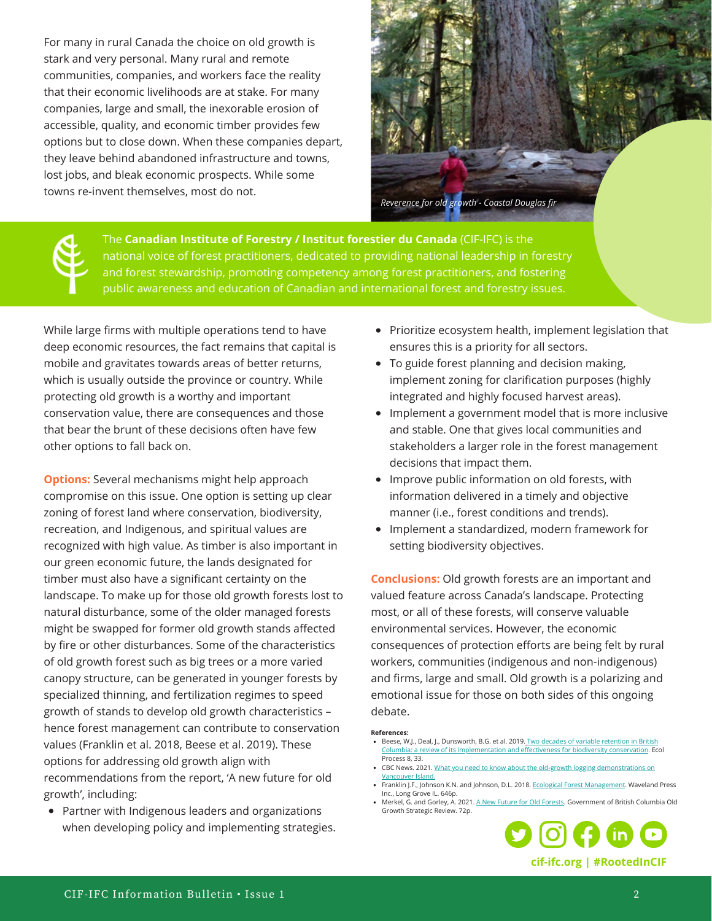For many in rural Canada the choice on old growth is stark and very personal. Many rural and remote communities, companies, and workers face the reality that their economic livelihoods are at stake. For many companies, large and small, the inexorable erosion of accessible, quality, and economic timber provides few options but to close down. When these companies depart, they leave behind abandoned infrastructure and towns, lost jobs, and bleak economic prospects. While some towns re-invent themselves, most do not.

*Reverence for old growth - Coastal Douglas fir*

The **Canadian Institute of Forestry / Institut forestier du Canada** (CIF-IFC) is the national voice of forest practitioners, dedicated to providing national leadership in forestry and forest stewardship, promoting competency among forest practitioners, and fostering public awareness and education of Canadian and international forest and forestry issues.

While large firms with multiple operations tend to have deep economic resources, the fact remains that capital is mobile and gravitates towards areas of better returns, which is usually outside the province or country. While protecting old growth is a worthy and important conservation value, there are consequences and those that bear the brunt of these decisions often have few other options to fall back on.

**Options:** Several mechanisms might help approach compromise on this issue. One option is setting up clear zoning of forest land where conservation, biodiversity, recreation, and Indigenous, and spiritual values are recognized with high value. As timber is also important in our green economic future, the lands designated for timber must also have a significant certainty on the landscape. To make up for those old growth forests lost to natural disturbance, some of the older managed forests might be swapped for former old growth stands affected by fire or other disturbances. Some of the characteristics of old growth forest such as big trees or a more varied canopy structure, can be generated in younger forests by specialized thinning, and fertilization regimes to speed growth of stands to develop old growth characteristics – hence forest management can contribute to conservation values (Franklin et al. 2018, Beese et al. 2019). These options for addressing old growth align with recommendations from the report, 'A new future for old growth', including:

- Partner with Indigenous leaders and organizations when developing policy and implementing strategies.
- Prioritize ecosystem health, implement legislation that ensures this is a priority for all sectors.
- To guide forest planning and decision making, implement zoning for clarification purposes (highly integrated and highly focused harvest areas).
- Implement a government model that is more inclusive and stable. One that gives local communities and stakeholders a larger role in the forest management decisions that impact them.
- Improve public information on old forests, with information delivered in a timely and objective manner (i.e., forest conditions and trends).
- Implement a standardized, modern framework for setting biodiversity objectives.

**Conclusions:** Old growth forests are an important and valued feature across Canada's landscape. Protecting most, or all of these forests, will conserve valuable environmental services. However, the economic consequences of protection efforts are being felt by rural workers, communities (indigenous and non-indigenous) and firms, large and small. Old growth is a polarizing and emotional issue for those on both sides of this ongoing debate.

**References:**

- Beese, W.J., Deal, J., Dunsworth, B.G. et al. 2019. Two decades of variable retention in British Columbia: a review of its implementation and effectiveness for biodiversity conservation. Ecol Process 8, 33.
- CBC News. 2021. What you need to know about the old-growth logging demonstrations on Vancouver Island.
- Franklin J.F., Johnson K.N. and Johnson, D.L. 2018. Ecological Forest Management. Waveland Press Inc., Long Grove IL. 646p.
- Merkel, G. and Gorley, A. 2021. A New Future for Old Forests. Government of British Columbia Old Growth Strategic Review. 72p.

cif-ifc.org | #RootedInCIF